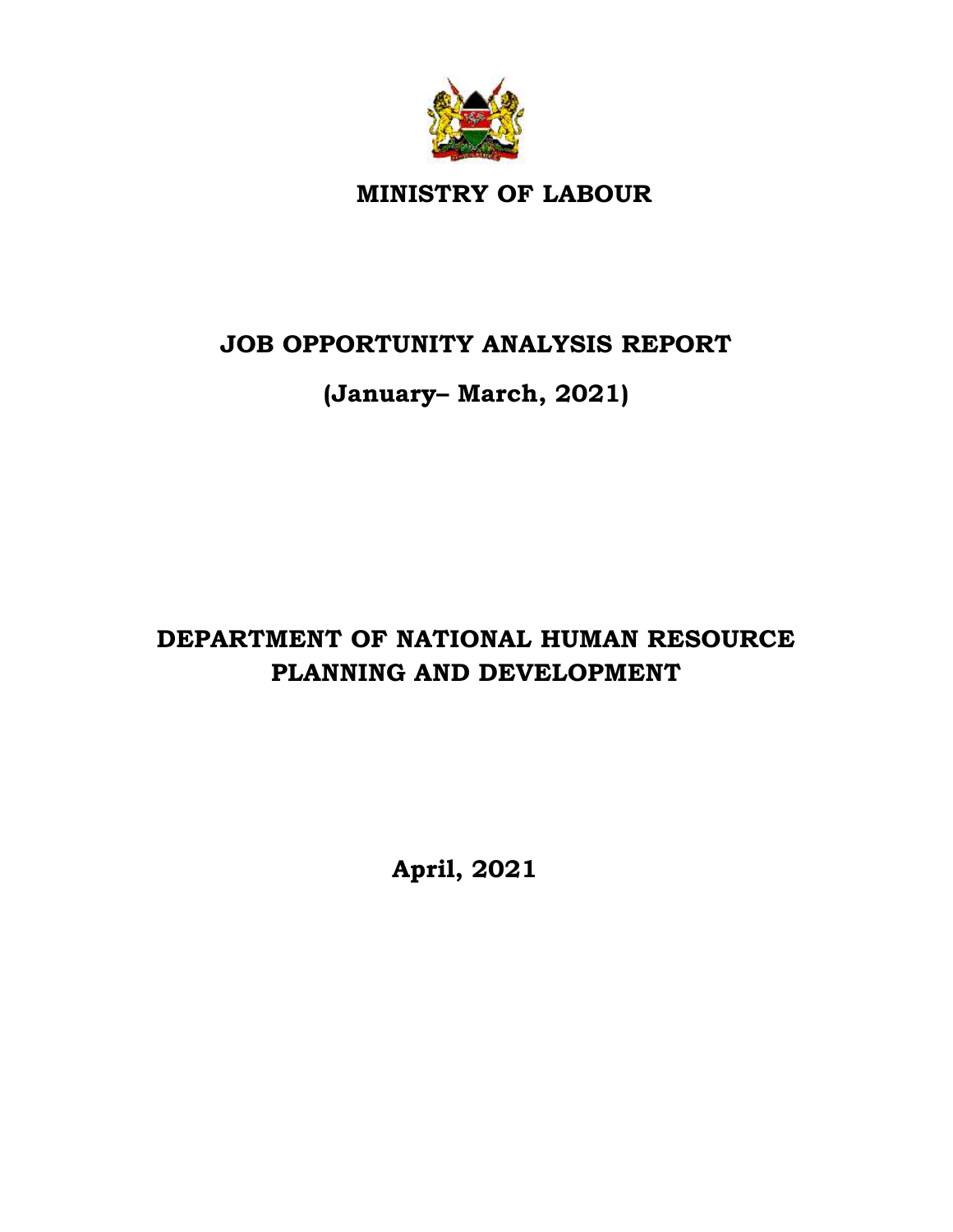# MINISTRY OF LABOUR

## JOB OPPORTUNITY ANALYSIS REPORT

## (January– March, 2021)

## DEPARTMENT OF NATIONAL HUMAN RESOURCE PLANNING AND DEVELOPMENT

**April, 2021**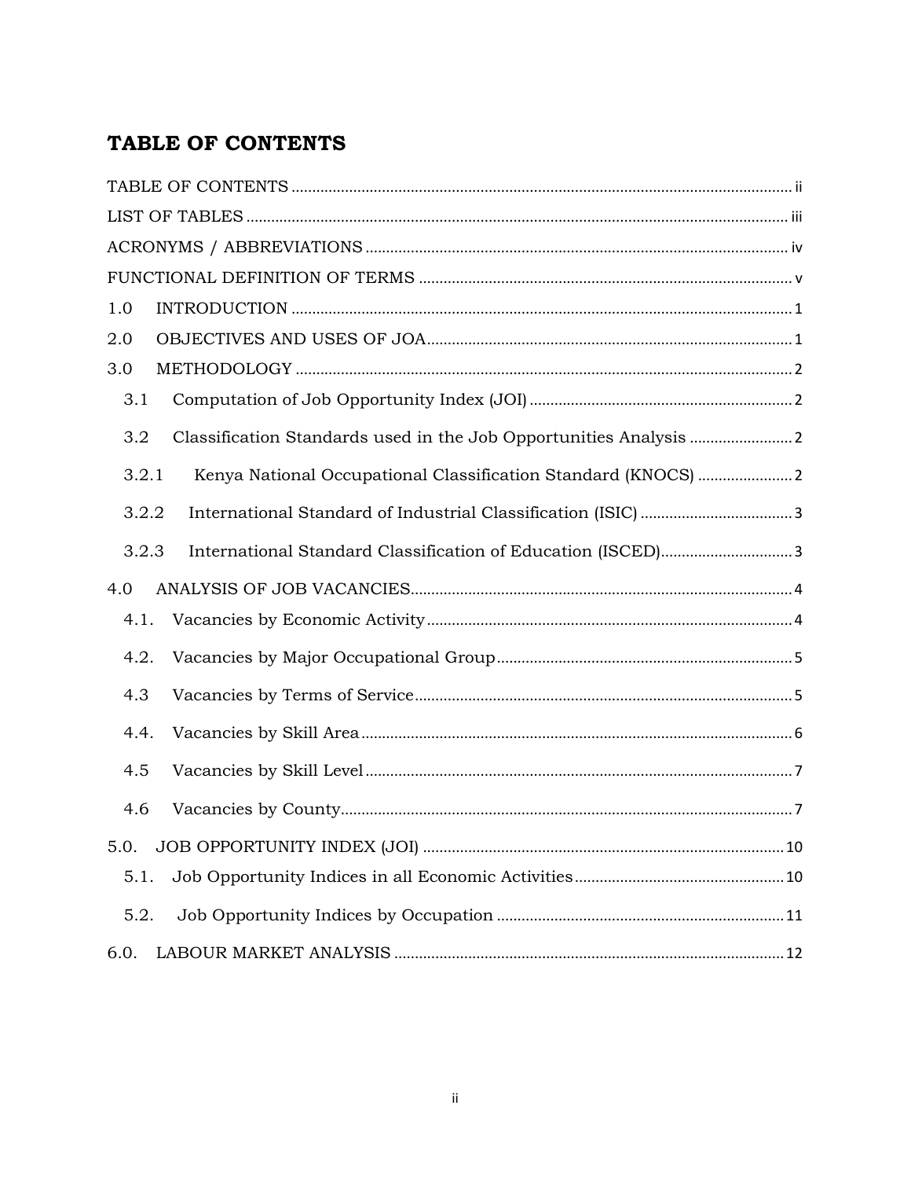# TABLE OF CONTENTS

TABLE OF CONTENTS ........................................................................................................ ii

LIST OF TABLES ................................................................................................................ iii

ACRONYMS / ABBREVIATIONS ...................................................................................... iv

FUNCTIONAL DEFINITION OF TERMS .......................................................................... v

1.0 INTRODUCTION ........................................................................................................ 1

2.0 OBJECTIVES AND USES OF JOA ........................................................................... 1

3.0 METHODOLOGY ........................................................................................................ 2

- 3.1 Computation of Job Opportunity Index (JOI) ............................................................ 2
- 3.2 Classification Standards used in the Job Opportunities Analysis ......................... 2
  - 3.2.1 Kenya National Occupational Classification Standard (KNOCS) ....................... 2
  - 3.2.2 International Standard of Industrial Classification (ISIC) ..................................... 3
  - 3.2.3 International Standard Classification of Education (ISCED) ............................... 3

4.0 ANALYSIS OF JOB VACANCIES ............................................................................... 4

- 4.1. Vacancies by Economic Activity ........................................................................... 4
- 4.2. Vacancies by Major Occupational Group ............................................................ 5
- 4.3 Vacancies by Terms of Service ............................................................................. 5
- 4.4. Vacancies by Skill Area ......................................................................................... 6
- 4.5 Vacancies by Skill Level ......................................................................................... 7
- 4.6 Vacancies by County .............................................................................................. 7

5.0. JOB OPPORTUNITY INDEX (JOI) ............................................................................ 10

- 5.1. Job Opportunity Indices in all Economic Activities ............................................. 10
- 5.2. Job Opportunity Indices by Occupation ............................................................... 11

6.0. LABOUR MARKET ANALYSIS ................................................................................. 12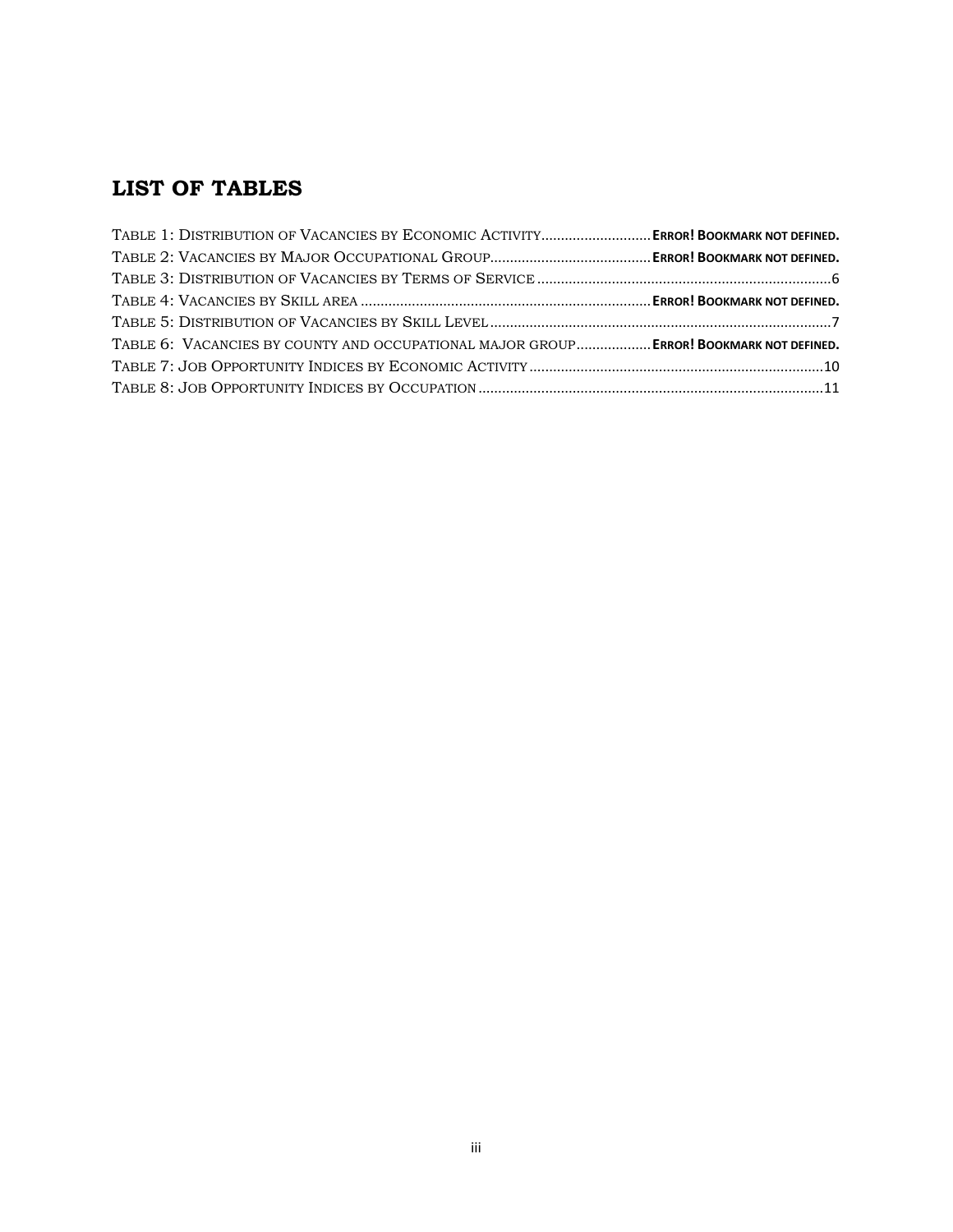## LIST OF TABLES

TABLE 1: DISTRIBUTION OF VACANCIES BY ECONOMIC ACTIVITY............................ **ERROR! BOOKMARK NOT DEFINED.**
TABLE 2: VACANCIES BY MAJOR OCCUPATIONAL GROUP......................................... **ERROR! BOOKMARK NOT DEFINED.**
TABLE 3: DISTRIBUTION OF VACANCIES BY TERMS OF SERVICE ..........................................................................6
TABLE 4: VACANCIES BY SKILL AREA ......................................................................... **ERROR! BOOKMARK NOT DEFINED.**
TABLE 5: DISTRIBUTION OF VACANCIES BY SKILL LEVEL ......................................................................................7
TABLE 6: VACANCIES BY COUNTY AND OCCUPATIONAL MAJOR GROUP................... **ERROR! BOOKMARK NOT DEFINED.**
TABLE 7: JOB OPPORTUNITY INDICES BY ECONOMIC ACTIVITY ..........................................................................10
TABLE 8: JOB OPPORTUNITY INDICES BY OCCUPATION .......................................................................................11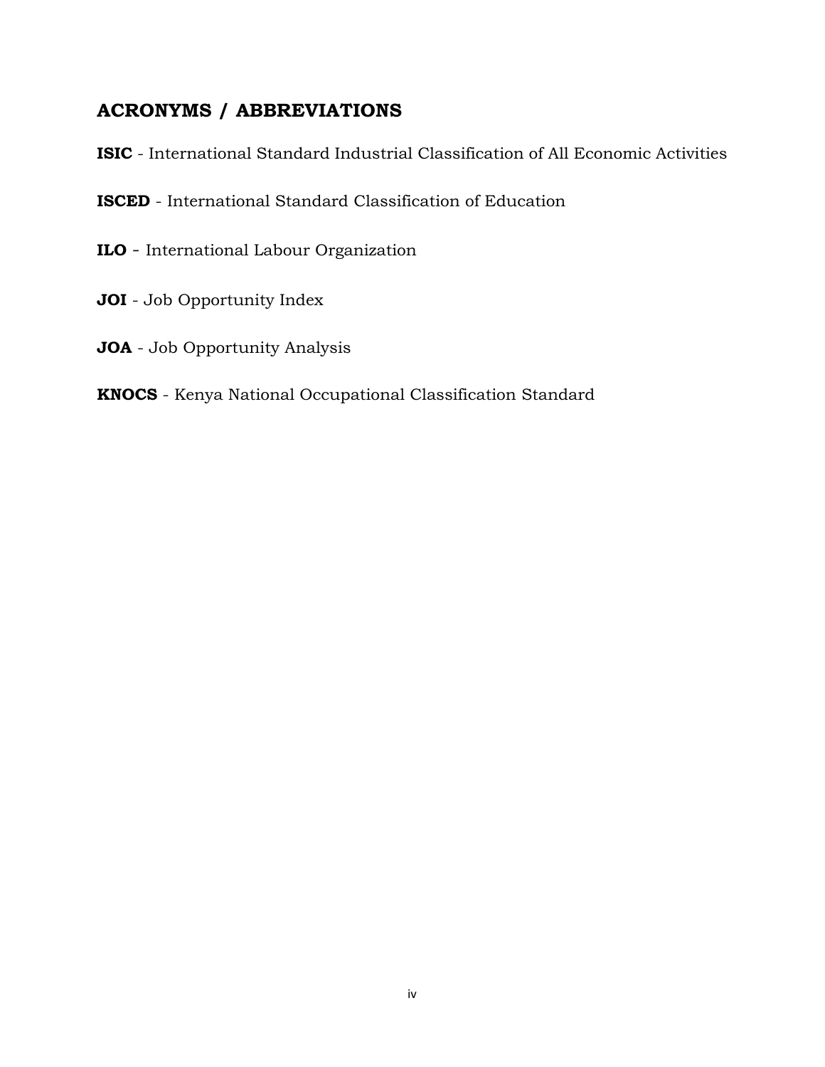## ACRONYMS / ABBREVIATIONS

**ISIC** - International Standard Industrial Classification of All Economic Activities

**ISCED** - International Standard Classification of Education

**ILO** - International Labour Organization

**JOI** - Job Opportunity Index

**JOA** - Job Opportunity Analysis

**KNOCS** - Kenya National Occupational Classification Standard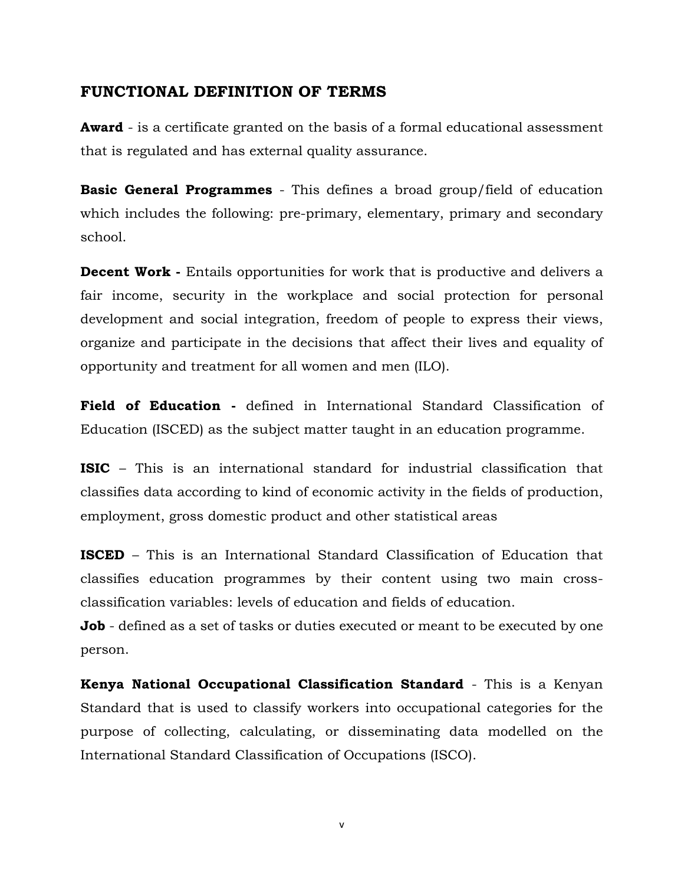## FUNCTIONAL DEFINITION OF TERMS

**Award** - is a certificate granted on the basis of a formal educational assessment that is regulated and has external quality assurance.

**Basic General Programmes** - This defines a broad group/field of education which includes the following: pre-primary, elementary, primary and secondary school.

**Decent Work -** Entails opportunities for work that is productive and delivers a fair income, security in the workplace and social protection for personal development and social integration, freedom of people to express their views, organize and participate in the decisions that affect their lives and equality of opportunity and treatment for all women and men (ILO).

**Field of Education -** defined in International Standard Classification of Education (ISCED) as the subject matter taught in an education programme.

**ISIC** – This is an international standard for industrial classification that classifies data according to kind of economic activity in the fields of production, employment, gross domestic product and other statistical areas

**ISCED** – This is an International Standard Classification of Education that classifies education programmes by their content using two main cross-classification variables: levels of education and fields of education.

**Job** - defined as a set of tasks or duties executed or meant to be executed by one person.

**Kenya National Occupational Classification Standard** - This is a Kenyan Standard that is used to classify workers into occupational categories for the purpose of collecting, calculating, or disseminating data modelled on the International Standard Classification of Occupations (ISCO).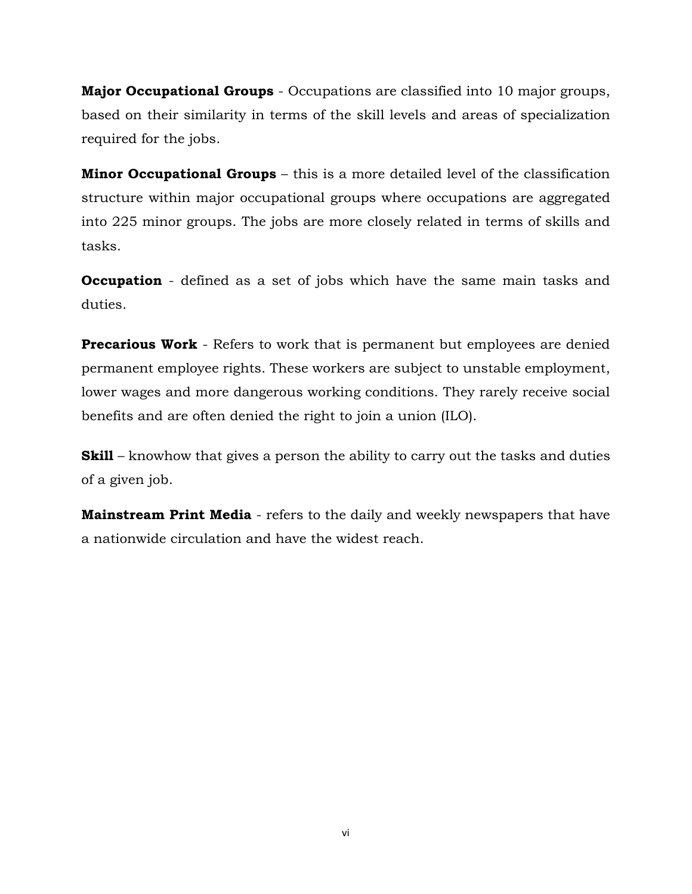**Major Occupational Groups** - Occupations are classified into 10 major groups, based on their similarity in terms of the skill levels and areas of specialization required for the jobs.

**Minor Occupational Groups** – this is a more detailed level of the classification structure within major occupational groups where occupations are aggregated into 225 minor groups. The jobs are more closely related in terms of skills and tasks.

**Occupation** - defined as a set of jobs which have the same main tasks and duties.

**Precarious Work** - Refers to work that is permanent but employees are denied permanent employee rights. These workers are subject to unstable employment, lower wages and more dangerous working conditions. They rarely receive social benefits and are often denied the right to join a union (ILO).

**Skill** – knowhow that gives a person the ability to carry out the tasks and duties of a given job.

**Mainstream Print Media** - refers to the daily and weekly newspapers that have a nationwide circulation and have the widest reach.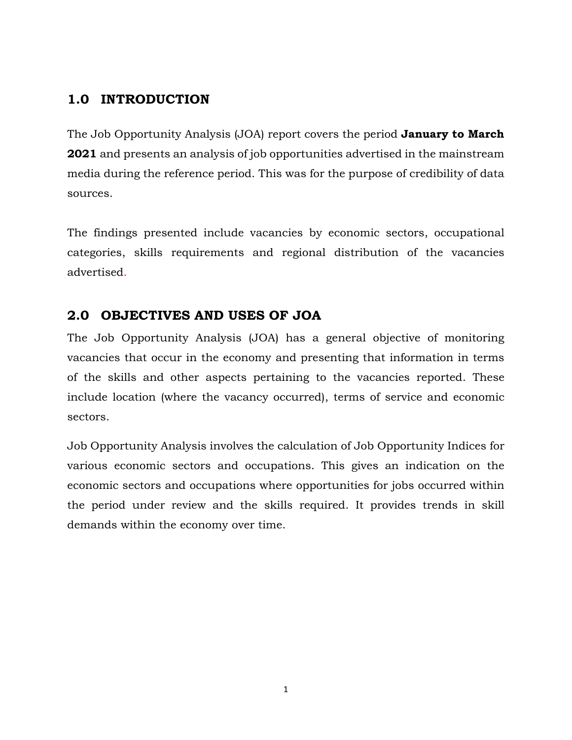## 1.0 INTRODUCTION

The Job Opportunity Analysis (JOA) report covers the period **January to March 2021** and presents an analysis of job opportunities advertised in the mainstream media during the reference period. This was for the purpose of credibility of data sources.

The findings presented include vacancies by economic sectors, occupational categories, skills requirements and regional distribution of the vacancies advertised.

## 2.0 OBJECTIVES AND USES OF JOA

The Job Opportunity Analysis (JOA) has a general objective of monitoring vacancies that occur in the economy and presenting that information in terms of the skills and other aspects pertaining to the vacancies reported. These include location (where the vacancy occurred), terms of service and economic sectors.

Job Opportunity Analysis involves the calculation of Job Opportunity Indices for various economic sectors and occupations. This gives an indication on the economic sectors and occupations where opportunities for jobs occurred within the period under review and the skills required. It provides trends in skill demands within the economy over time.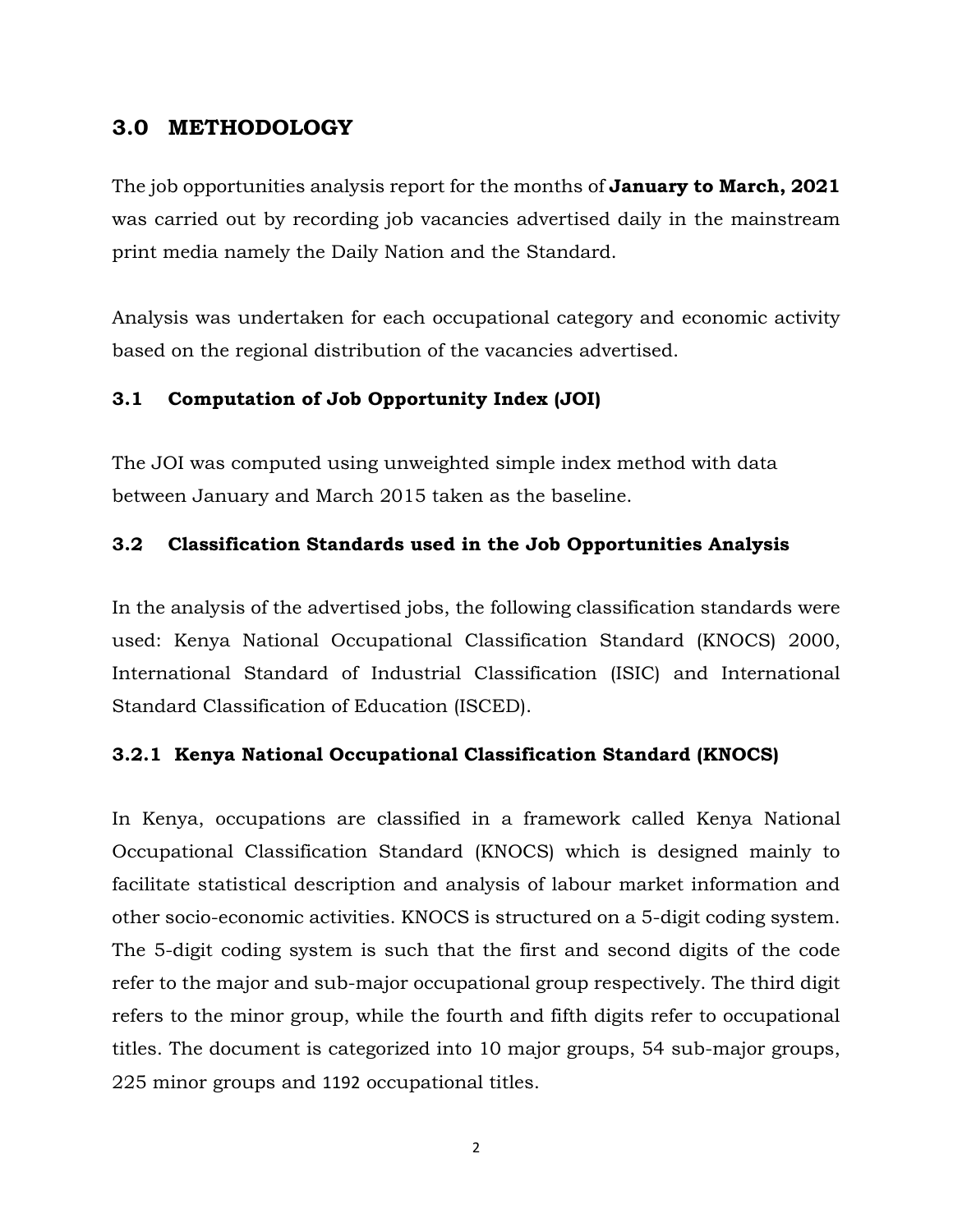## 3.0 METHODOLOGY

The job opportunities analysis report for the months of **January to March, 2021** was carried out by recording job vacancies advertised daily in the mainstream print media namely the Daily Nation and the Standard.

Analysis was undertaken for each occupational category and economic activity based on the regional distribution of the vacancies advertised.

### 3.1 Computation of Job Opportunity Index (JOI)

The JOI was computed using unweighted simple index method with data between January and March 2015 taken as the baseline.

### 3.2 Classification Standards used in the Job Opportunities Analysis

In the analysis of the advertised jobs, the following classification standards were used: Kenya National Occupational Classification Standard (KNOCS) 2000, International Standard of Industrial Classification (ISIC) and International Standard Classification of Education (ISCED).

#### 3.2.1 Kenya National Occupational Classification Standard (KNOCS)

In Kenya, occupations are classified in a framework called Kenya National Occupational Classification Standard (KNOCS) which is designed mainly to facilitate statistical description and analysis of labour market information and other socio-economic activities. KNOCS is structured on a 5-digit coding system. The 5-digit coding system is such that the first and second digits of the code refer to the major and sub-major occupational group respectively. The third digit refers to the minor group, while the fourth and fifth digits refer to occupational titles. The document is categorized into 10 major groups, 54 sub-major groups, 225 minor groups and 1192 occupational titles.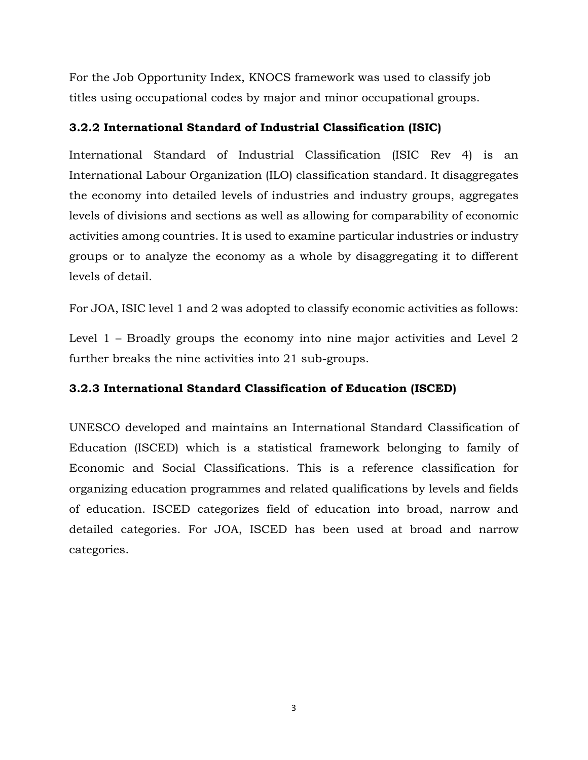For the Job Opportunity Index, KNOCS framework was used to classify job titles using occupational codes by major and minor occupational groups.

### 3.2.2 International Standard of Industrial Classification (ISIC)

International Standard of Industrial Classification (ISIC Rev 4) is an International Labour Organization (ILO) classification standard. It disaggregates the economy into detailed levels of industries and industry groups, aggregates levels of divisions and sections as well as allowing for comparability of economic activities among countries. It is used to examine particular industries or industry groups or to analyze the economy as a whole by disaggregating it to different levels of detail.

For JOA, ISIC level 1 and 2 was adopted to classify economic activities as follows:

Level 1 – Broadly groups the economy into nine major activities and Level 2 further breaks the nine activities into 21 sub-groups.

### 3.2.3 International Standard Classification of Education (ISCED)

UNESCO developed and maintains an International Standard Classification of Education (ISCED) which is a statistical framework belonging to family of Economic and Social Classifications. This is a reference classification for organizing education programmes and related qualifications by levels and fields of education. ISCED categorizes field of education into broad, narrow and detailed categories. For JOA, ISCED has been used at broad and narrow categories.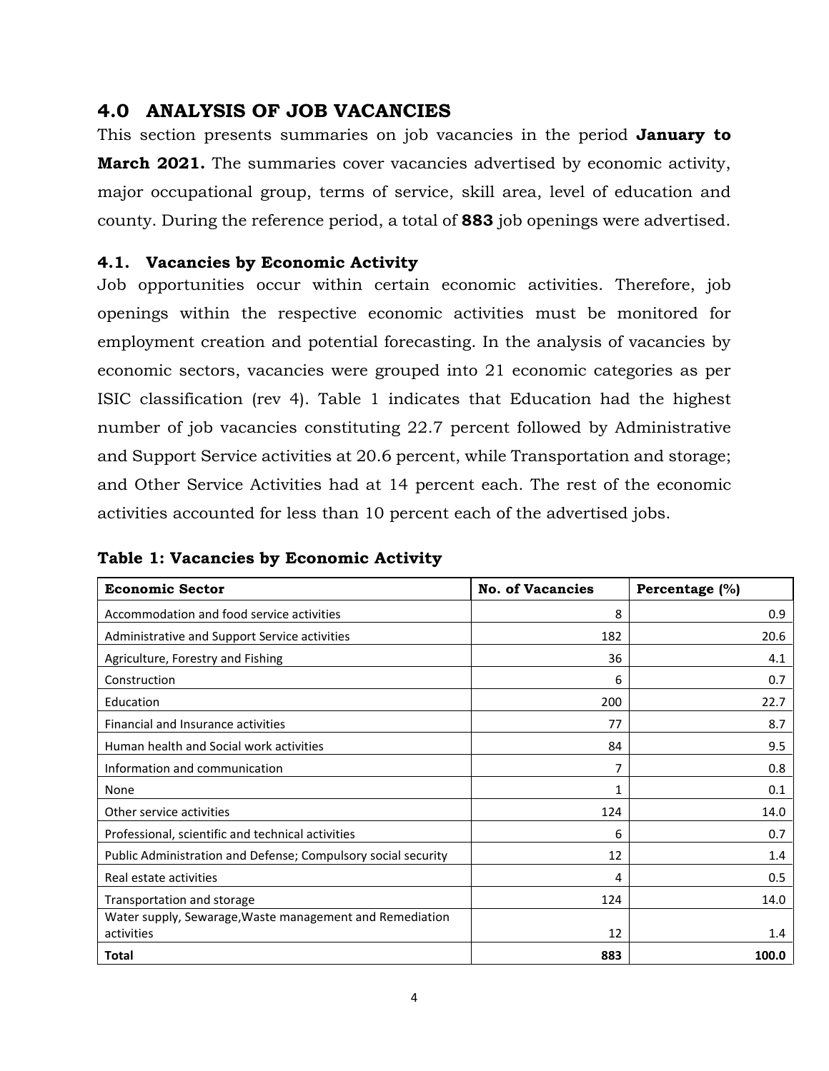## 4.0 ANALYSIS OF JOB VACANCIES

This section presents summaries on job vacancies in the period **January to March 2021.** The summaries cover vacancies advertised by economic activity, major occupational group, terms of service, skill area, level of education and county. During the reference period, a total of **883** job openings were advertised.

### 4.1. Vacancies by Economic Activity

Job opportunities occur within certain economic activities. Therefore, job openings within the respective economic activities must be monitored for employment creation and potential forecasting. In the analysis of vacancies by economic sectors, vacancies were grouped into 21 economic categories as per ISIC classification (rev 4). Table 1 indicates that Education had the highest number of job vacancies constituting 22.7 percent followed by Administrative and Support Service activities at 20.6 percent, while Transportation and storage; and Other Service Activities had at 14 percent each. The rest of the economic activities accounted for less than 10 percent each of the advertised jobs.

**Table 1: Vacancies by Economic Activity**

| Economic Sector | No. of Vacancies | Percentage (%) |
|---|---|---|
| Accommodation and food service activities | 8 | 0.9 |
| Administrative and Support Service activities | 182 | 20.6 |
| Agriculture, Forestry and Fishing | 36 | 4.1 |
| Construction | 6 | 0.7 |
| Education | 200 | 22.7 |
| Financial and Insurance activities | 77 | 8.7 |
| Human health and Social work activities | 84 | 9.5 |
| Information and communication | 7 | 0.8 |
| None | 1 | 0.1 |
| Other service activities | 124 | 14.0 |
| Professional, scientific and technical activities | 6 | 0.7 |
| Public Administration and Defense; Compulsory social security | 12 | 1.4 |
| Real estate activities | 4 | 0.5 |
| Transportation and storage | 124 | 14.0 |
| Water supply, Sewarage,Waste management and Remediation activities | 12 | 1.4 |
| **Total** | **883** | **100.0** |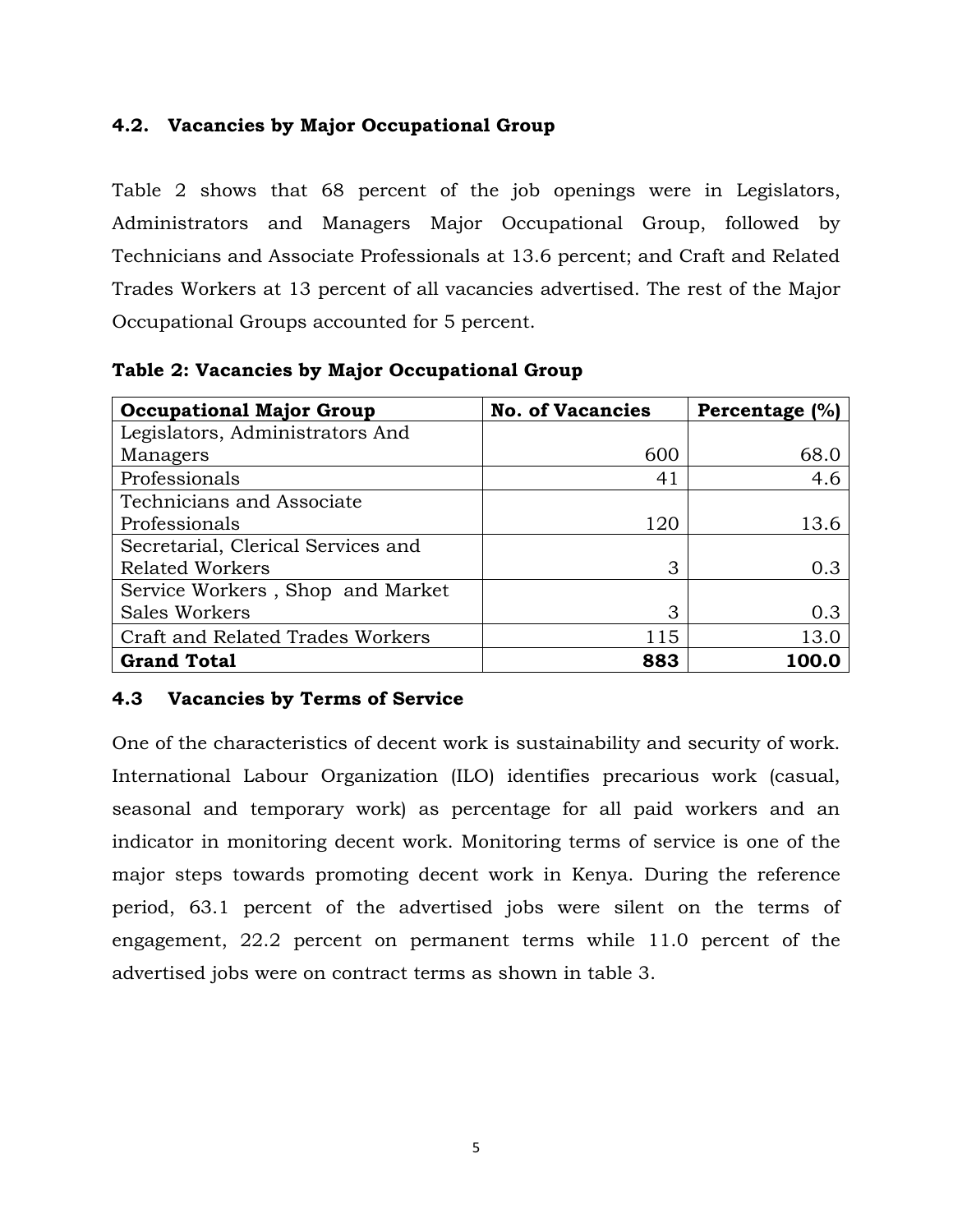### 4.2. Vacancies by Major Occupational Group

Table 2 shows that 68 percent of the job openings were in Legislators, Administrators and Managers Major Occupational Group, followed by Technicians and Associate Professionals at 13.6 percent; and Craft and Related Trades Workers at 13 percent of all vacancies advertised. The rest of the Major Occupational Groups accounted for 5 percent.

**Table 2: Vacancies by Major Occupational Group**

| Occupational Major Group | No. of Vacancies | Percentage (%) |
|---|---|---|
| Legislators, Administrators And Managers | 600 | 68.0 |
| Professionals | 41 | 4.6 |
| Technicians and Associate Professionals | 120 | 13.6 |
| Secretarial, Clerical Services and Related Workers | 3 | 0.3 |
| Service Workers , Shop and Market Sales Workers | 3 | 0.3 |
| Craft and Related Trades Workers | 115 | 13.0 |
| **Grand Total** | **883** | **100.0** |

### 4.3 Vacancies by Terms of Service

One of the characteristics of decent work is sustainability and security of work. International Labour Organization (ILO) identifies precarious work (casual, seasonal and temporary work) as percentage for all paid workers and an indicator in monitoring decent work. Monitoring terms of service is one of the major steps towards promoting decent work in Kenya. During the reference period, 63.1 percent of the advertised jobs were silent on the terms of engagement, 22.2 percent on permanent terms while 11.0 percent of the advertised jobs were on contract terms as shown in table 3.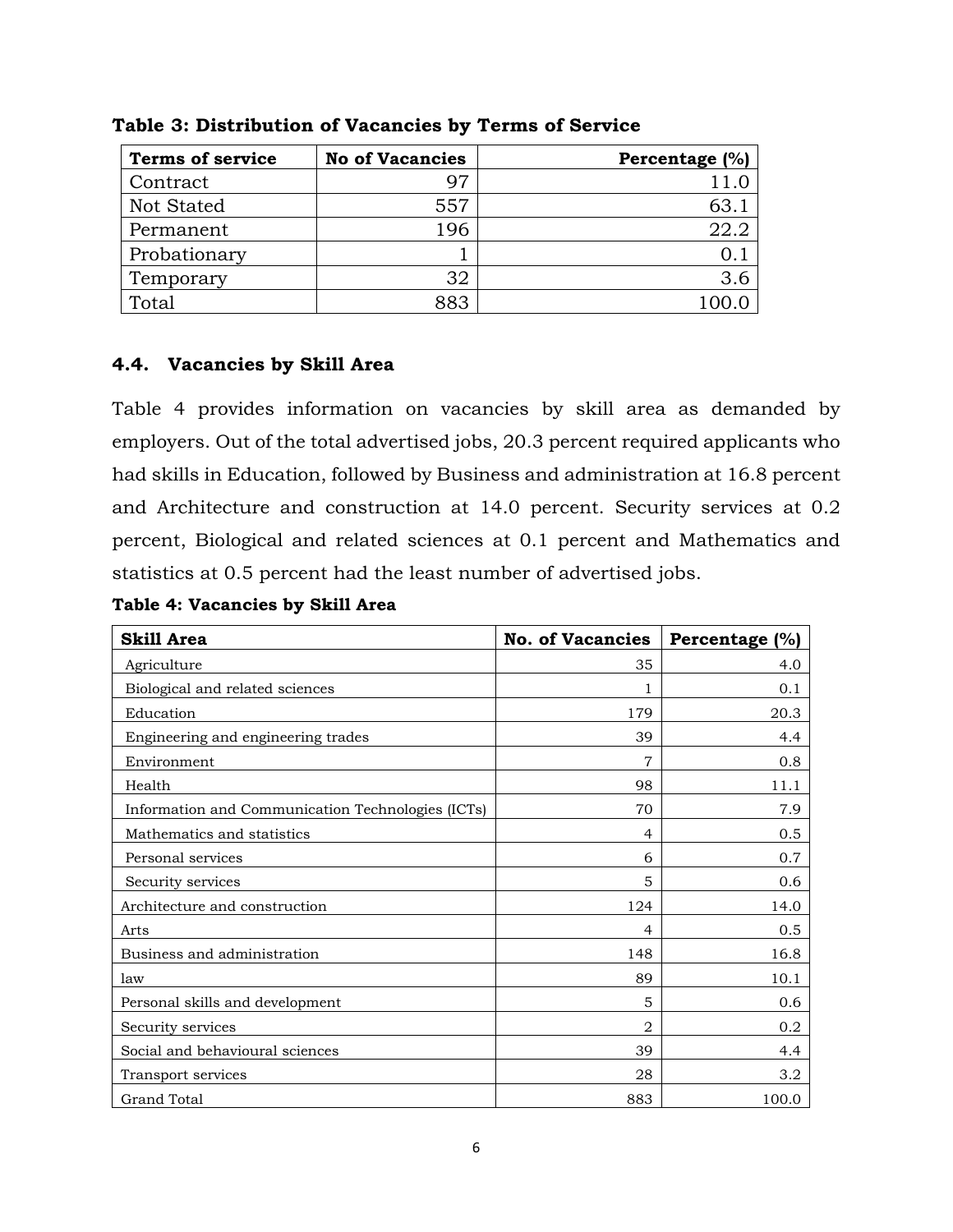**Table 3: Distribution of Vacancies by Terms of Service**

| Terms of service | No of Vacancies | Percentage (%) |
|---|---|---|
| Contract | 97 | 11.0 |
| Not Stated | 557 | 63.1 |
| Permanent | 196 | 22.2 |
| Probationary | 1 | 0.1 |
| Temporary | 32 | 3.6 |
| Total | 883 | 100.0 |

## 4.4. Vacancies by Skill Area

Table 4 provides information on vacancies by skill area as demanded by employers. Out of the total advertised jobs, 20.3 percent required applicants who had skills in Education, followed by Business and administration at 16.8 percent and Architecture and construction at 14.0 percent. Security services at 0.2 percent, Biological and related sciences at 0.1 percent and Mathematics and statistics at 0.5 percent had the least number of advertised jobs.

**Table 4: Vacancies by Skill Area**

| Skill Area | No. of Vacancies | Percentage (%) |
|---|---|---|
| Agriculture | 35 | 4.0 |
| Biological and related sciences | 1 | 0.1 |
| Education | 179 | 20.3 |
| Engineering and engineering trades | 39 | 4.4 |
| Environment | 7 | 0.8 |
| Health | 98 | 11.1 |
| Information and Communication Technologies (ICTs) | 70 | 7.9 |
| Mathematics and statistics | 4 | 0.5 |
| Personal services | 6 | 0.7 |
| Security services | 5 | 0.6 |
| Architecture and construction | 124 | 14.0 |
| Arts | 4 | 0.5 |
| Business and administration | 148 | 16.8 |
| law | 89 | 10.1 |
| Personal skills and development | 5 | 0.6 |
| Security services | 2 | 0.2 |
| Social and behavioural sciences | 39 | 4.4 |
| Transport services | 28 | 3.2 |
| Grand Total | 883 | 100.0 |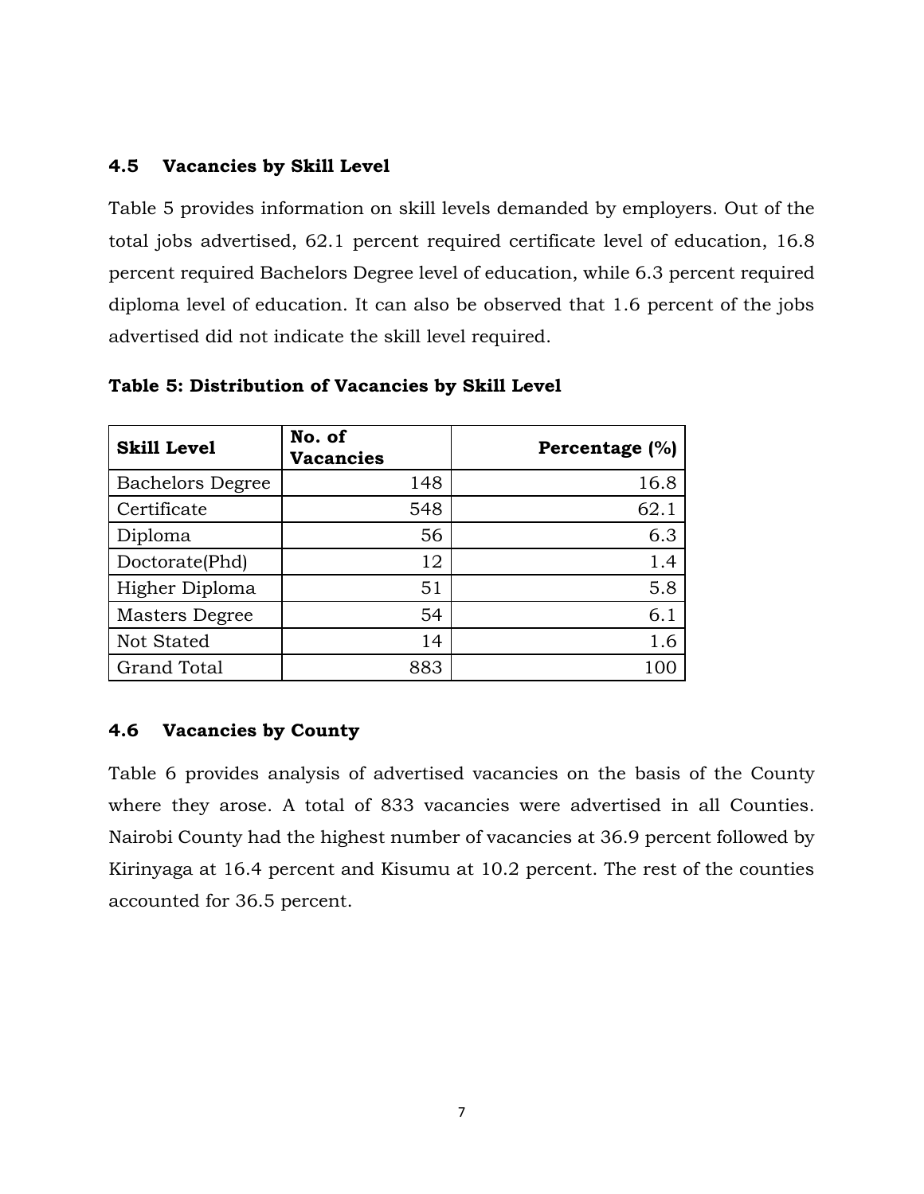## 4.5 Vacancies by Skill Level

Table 5 provides information on skill levels demanded by employers. Out of the total jobs advertised, 62.1 percent required certificate level of education, 16.8 percent required Bachelors Degree level of education, while 6.3 percent required diploma level of education. It can also be observed that 1.6 percent of the jobs advertised did not indicate the skill level required.

**Table 5: Distribution of Vacancies by Skill Level**

| Skill Level | No. of Vacancies | Percentage (%) |
|---|---:|---:|
| Bachelors Degree | 148 | 16.8 |
| Certificate | 548 | 62.1 |
| Diploma | 56 | 6.3 |
| Doctorate(Phd) | 12 | 1.4 |
| Higher Diploma | 51 | 5.8 |
| Masters Degree | 54 | 6.1 |
| Not Stated | 14 | 1.6 |
| Grand Total | 883 | 100 |

## 4.6 Vacancies by County

Table 6 provides analysis of advertised vacancies on the basis of the County where they arose. A total of 833 vacancies were advertised in all Counties. Nairobi County had the highest number of vacancies at 36.9 percent followed by Kirinyaga at 16.4 percent and Kisumu at 10.2 percent. The rest of the counties accounted for 36.5 percent.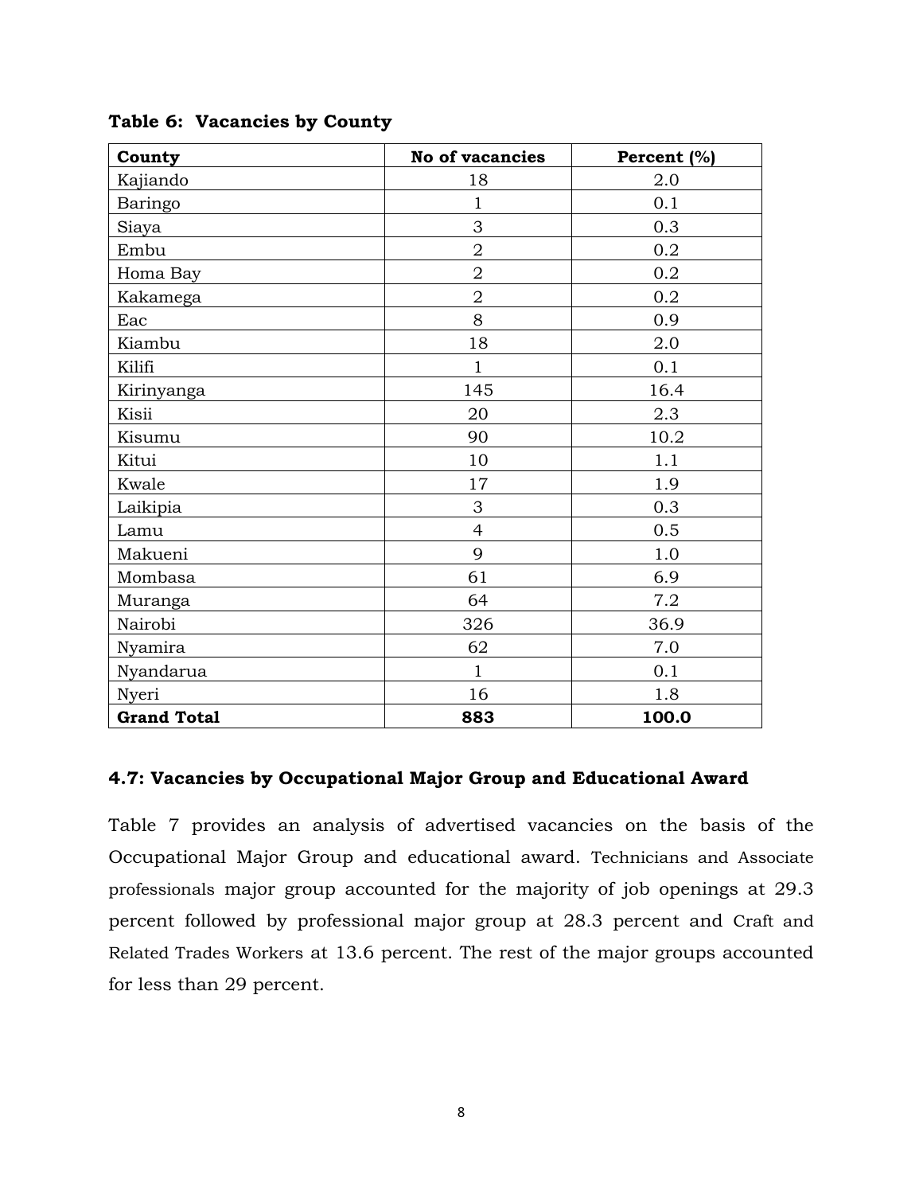**Table 6: Vacancies by County**

| County | No of vacancies | Percent (%) |
|---|---|---|
| Kajiando | 18 | 2.0 |
| Baringo | 1 | 0.1 |
| Siaya | 3 | 0.3 |
| Embu | 2 | 0.2 |
| Homa Bay | 2 | 0.2 |
| Kakamega | 2 | 0.2 |
| Eac | 8 | 0.9 |
| Kiambu | 18 | 2.0 |
| Kilifi | 1 | 0.1 |
| Kirinyanga | 145 | 16.4 |
| Kisii | 20 | 2.3 |
| Kisumu | 90 | 10.2 |
| Kitui | 10 | 1.1 |
| Kwale | 17 | 1.9 |
| Laikipia | 3 | 0.3 |
| Lamu | 4 | 0.5 |
| Makueni | 9 | 1.0 |
| Mombasa | 61 | 6.9 |
| Muranga | 64 | 7.2 |
| Nairobi | 326 | 36.9 |
| Nyamira | 62 | 7.0 |
| Nyandarua | 1 | 0.1 |
| Nyeri | 16 | 1.8 |
| **Grand Total** | **883** | **100.0** |

### 4.7: Vacancies by Occupational Major Group and Educational Award

Table 7 provides an analysis of advertised vacancies on the basis of the Occupational Major Group and educational award. Technicians and Associate professionals major group accounted for the majority of job openings at 29.3 percent followed by professional major group at 28.3 percent and Craft and Related Trades Workers at 13.6 percent. The rest of the major groups accounted for less than 29 percent.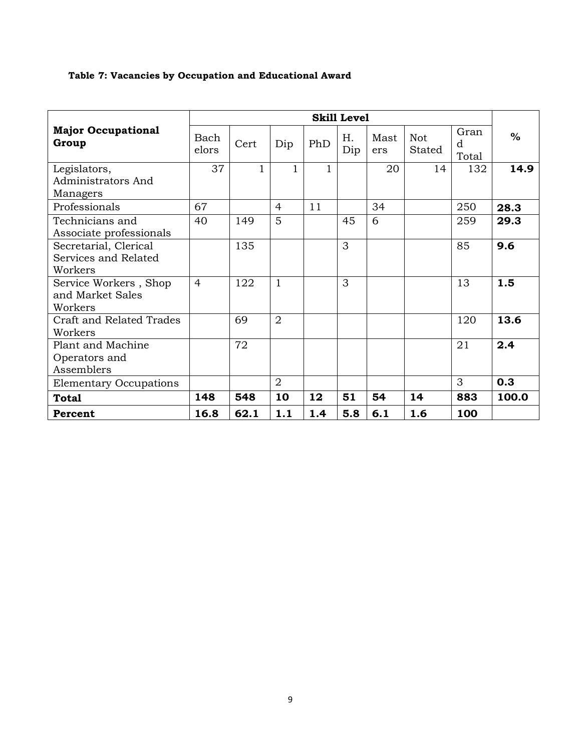**Table 7: Vacancies by Occupation and Educational Award**

| Major Occupational Group | Skill Level | | | | | | | | % |
|---|---|---|---|---|---|---|---|---|---|
| | Bachelors | Cert | Dip | PhD | H. Dip | Masters | Not Stated | Grand Total | |
| Legislators, Administrators And Managers | 37 | 1 | 1 | 1 | | 20 | 14 | 132 | **14.9** |
| Professionals | 67 | | 4 | 11 | | 34 | | 250 | **28.3** |
| Technicians and Associate professionals | 40 | 149 | 5 | | 45 | 6 | | 259 | **29.3** |
| Secretarial, Clerical Services and Related Workers | | 135 | | | 3 | | | 85 | **9.6** |
| Service Workers , Shop and Market Sales Workers | 4 | 122 | 1 | | 3 | | | 13 | **1.5** |
| Craft and Related Trades Workers | | 69 | 2 | | | | | 120 | **13.6** |
| Plant and Machine Operators and Assemblers | | 72 | | | | | | 21 | **2.4** |
| Elementary Occupations | | | 2 | | | | | 3 | **0.3** |
| **Total** | **148** | **548** | **10** | **12** | **51** | **54** | **14** | **883** | **100.0** |
| **Percent** | **16.8** | **62.1** | **1.1** | **1.4** | **5.8** | **6.1** | **1.6** | **100** | |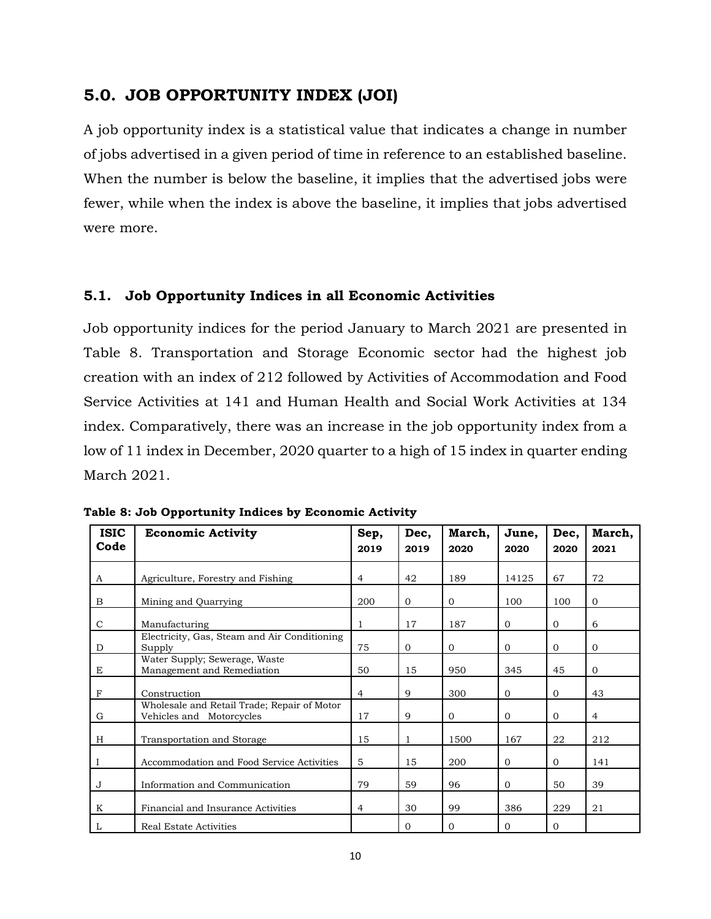## 5.0. JOB OPPORTUNITY INDEX (JOI)

A job opportunity index is a statistical value that indicates a change in number of jobs advertised in a given period of time in reference to an established baseline. When the number is below the baseline, it implies that the advertised jobs were fewer, while when the index is above the baseline, it implies that jobs advertised were more.

### 5.1. Job Opportunity Indices in all Economic Activities

Job opportunity indices for the period January to March 2021 are presented in Table 8. Transportation and Storage Economic sector had the highest job creation with an index of 212 followed by Activities of Accommodation and Food Service Activities at 141 and Human Health and Social Work Activities at 134 index. Comparatively, there was an increase in the job opportunity index from a low of 11 index in December, 2020 quarter to a high of 15 index in quarter ending March 2021.

**Table 8: Job Opportunity Indices by Economic Activity**

| ISIC Code | Economic Activity | Sep, 2019 | Dec, 2019 | March, 2020 | June, 2020 | Dec, 2020 | March, 2021 |
|---|---|---|---|---|---|---|---|
| A | Agriculture, Forestry and Fishing | 4 | 42 | 189 | 14125 | 67 | 72 |
| B | Mining and Quarrying | 200 | 0 | 0 | 100 | 100 | 0 |
| C | Manufacturing | 1 | 17 | 187 | 0 | 0 | 6 |
| D | Electricity, Gas, Steam and Air Conditioning Supply | 75 | 0 | 0 | 0 | 0 | 0 |
| E | Water Supply; Sewerage, Waste Management and Remediation | 50 | 15 | 950 | 345 | 45 | 0 |
| F | Construction | 4 | 9 | 300 | 0 | 0 | 43 |
| G | Wholesale and Retail Trade; Repair of Motor Vehicles and Motorcycles | 17 | 9 | 0 | 0 | 0 | 4 |
| H | Transportation and Storage | 15 | 1 | 1500 | 167 | 22 | 212 |
| I | Accommodation and Food Service Activities | 5 | 15 | 200 | 0 | 0 | 141 |
| J | Information and Communication | 79 | 59 | 96 | 0 | 50 | 39 |
| K | Financial and Insurance Activities | 4 | 30 | 99 | 386 | 229 | 21 |
| L | Real Estate Activities | | 0 | 0 | 0 | 0 | |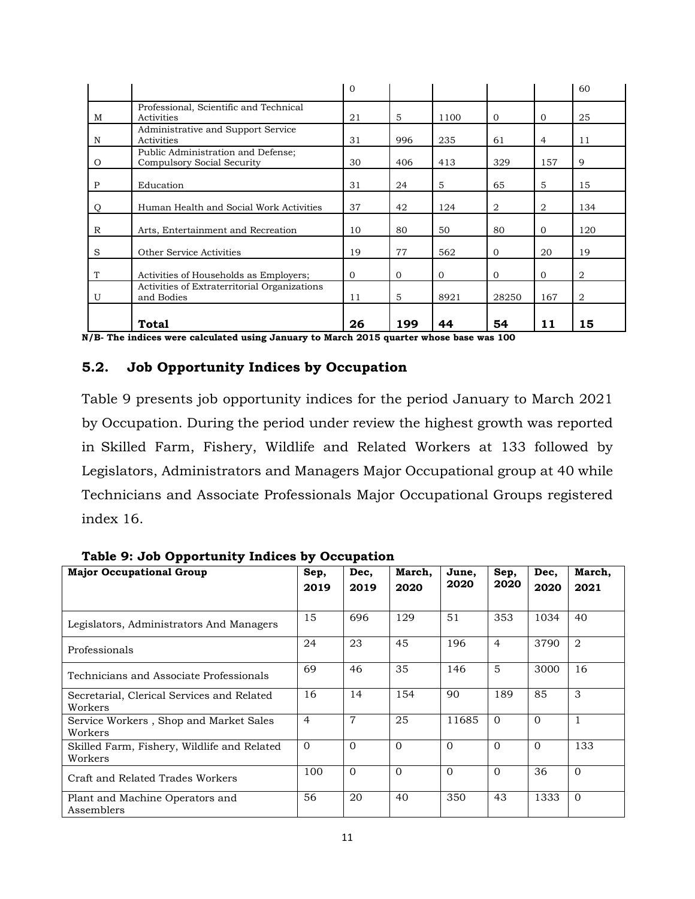| | | 0 | | | | | 60 |
|---|---|---|---|---|---|---|---|
| M | Professional, Scientific and Technical Activities | 21 | 5 | 1100 | 0 | 0 | 25 |
| N | Administrative and Support Service Activities | 31 | 996 | 235 | 61 | 4 | 11 |
| O | Public Administration and Defense; Compulsory Social Security | 30 | 406 | 413 | 329 | 157 | 9 |
| P | Education | 31 | 24 | 5 | 65 | 5 | 15 |
| Q | Human Health and Social Work Activities | 37 | 42 | 124 | 2 | 2 | 134 |
| R | Arts, Entertainment and Recreation | 10 | 80 | 50 | 80 | 0 | 120 |
| S | Other Service Activities | 19 | 77 | 562 | 0 | 20 | 19 |
| T | Activities of Households as Employers; | 0 | 0 | 0 | 0 | 0 | 2 |
| U | Activities of Extraterritorial Organizations and Bodies | 11 | 5 | 8921 | 28250 | 167 | 2 |
| | **Total** | **26** | **199** | **44** | **54** | **11** | **15** |

**N/B- The indices were calculated using January to March 2015 quarter whose base was 100**

## 5.2. Job Opportunity Indices by Occupation

Table 9 presents job opportunity indices for the period January to March 2021 by Occupation. During the period under review the highest growth was reported in Skilled Farm, Fishery, Wildlife and Related Workers at 133 followed by Legislators, Administrators and Managers Major Occupational group at 40 while Technicians and Associate Professionals Major Occupational Groups registered index 16.

**Table 9: Job Opportunity Indices by Occupation**

| Major Occupational Group | Sep, 2019 | Dec, 2019 | March, 2020 | June, 2020 | Sep, 2020 | Dec, 2020 | March, 2021 |
|---|---|---|---|---|---|---|---|
| Legislators, Administrators And Managers | 15 | 696 | 129 | 51 | 353 | 1034 | 40 |
| Professionals | 24 | 23 | 45 | 196 | 4 | 3790 | 2 |
| Technicians and Associate Professionals | 69 | 46 | 35 | 146 | 5 | 3000 | 16 |
| Secretarial, Clerical Services and Related Workers | 16 | 14 | 154 | 90 | 189 | 85 | 3 |
| Service Workers , Shop and Market Sales Workers | 4 | 7 | 25 | 11685 | 0 | 0 | 1 |
| Skilled Farm, Fishery, Wildlife and Related Workers | 0 | 0 | 0 | 0 | 0 | 0 | 133 |
| Craft and Related Trades Workers | 100 | 0 | 0 | 0 | 0 | 36 | 0 |
| Plant and Machine Operators and Assemblers | 56 | 20 | 40 | 350 | 43 | 1333 | 0 |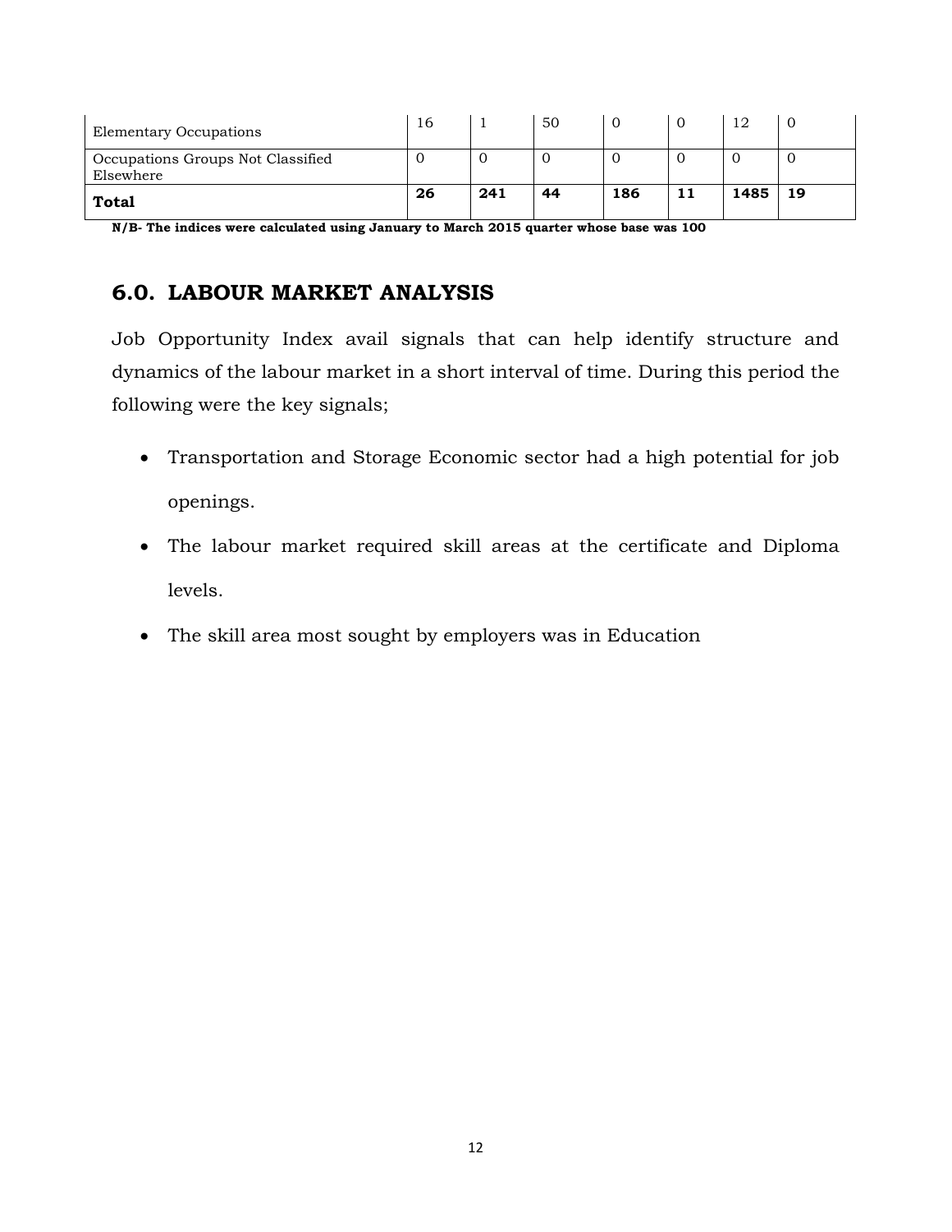| | | | | | | | |
|---|---|---|---|---|---|---|---|
| Elementary Occupations | 16 | 1 | 50 | 0 | 0 | 12 | 0 |
| Occupations Groups Not Classified Elsewhere | 0 | 0 | 0 | 0 | 0 | 0 | 0 |
| **Total** | **26** | **241** | **44** | **186** | **11** | **1485** | **19** |

**N/B- The indices were calculated using January to March 2015 quarter whose base was 100**

## 6.0. LABOUR MARKET ANALYSIS

Job Opportunity Index avail signals that can help identify structure and dynamics of the labour market in a short interval of time. During this period the following were the key signals;

- Transportation and Storage Economic sector had a high potential for job openings.
- The labour market required skill areas at the certificate and Diploma levels.
- The skill area most sought by employers was in Education